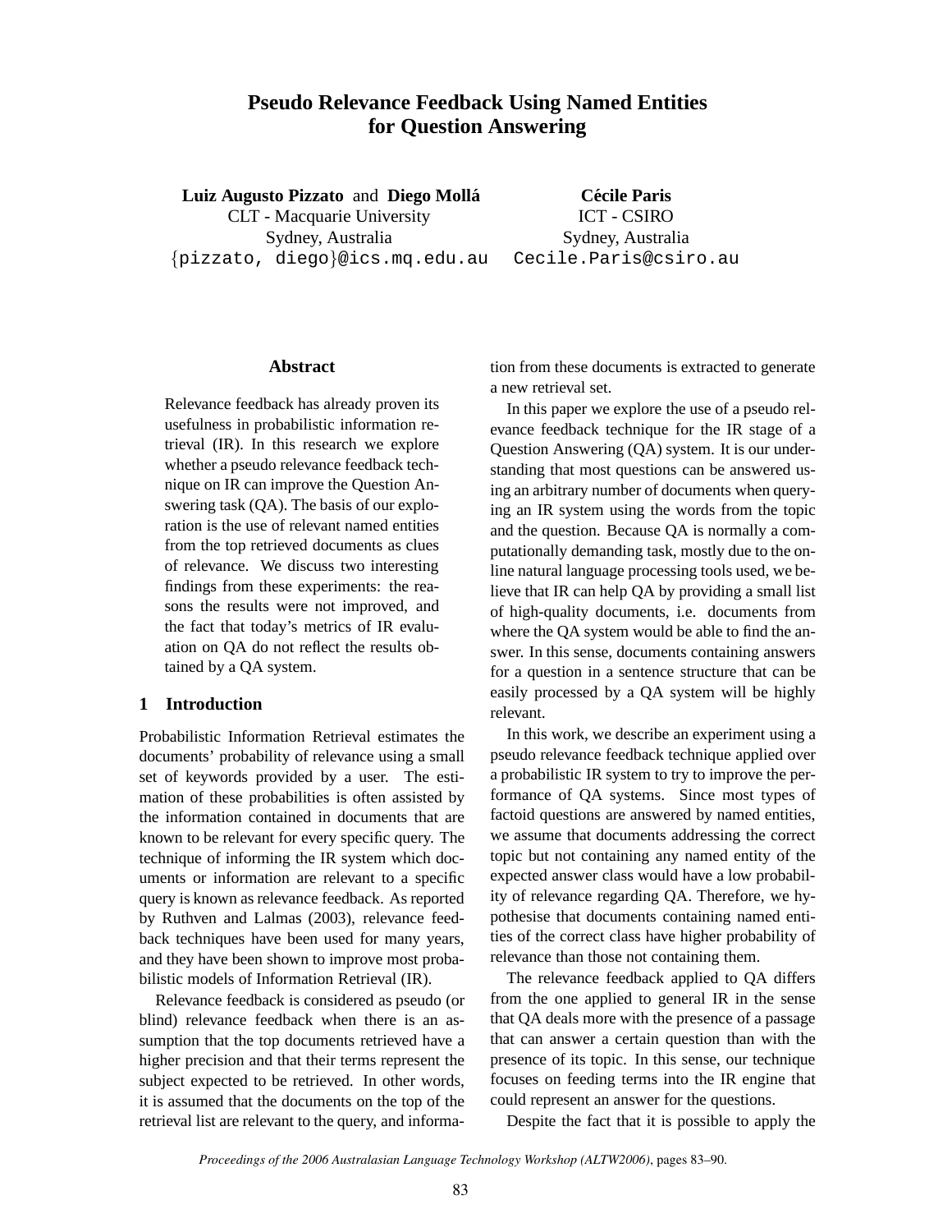# Pseudo Relevance Feedback Using Named Entities for Question Answering

**Luiz Augusto Pizzato** and **Diego Mollá**
CLT - Macquarie University
Sydney, Australia
{pizzato, diego}@ics.mq.edu.au

**Cécile Paris**
ICT - CSIRO
Sydney, Australia
Cecile.Paris@csiro.au

## Abstract

Relevance feedback has already proven its usefulness in probabilistic information retrieval (IR). In this research we explore whether a pseudo relevance feedback technique on IR can improve the Question Answering task (QA). The basis of our exploration is the use of relevant named entities from the top retrieved documents as clues of relevance. We discuss two interesting findings from these experiments: the reasons the results were not improved, and the fact that today's metrics of IR evaluation on QA do not reflect the results obtained by a QA system.

## 1 Introduction

Probabilistic Information Retrieval estimates the documents' probability of relevance using a small set of keywords provided by a user. The estimation of these probabilities is often assisted by the information contained in documents that are known to be relevant for every specific query. The technique of informing the IR system which documents or information are relevant to a specific query is known as relevance feedback. As reported by Ruthven and Lalmas (2003), relevance feedback techniques have been used for many years, and they have been shown to improve most probabilistic models of Information Retrieval (IR).

Relevance feedback is considered as pseudo (or blind) relevance feedback when there is an assumption that the top documents retrieved have a higher precision and that their terms represent the subject expected to be retrieved. In other words, it is assumed that the documents on the top of the retrieval list are relevant to the query, and information from these documents is extracted to generate a new retrieval set.

In this paper we explore the use of a pseudo relevance feedback technique for the IR stage of a Question Answering (QA) system. It is our understanding that most questions can be answered using an arbitrary number of documents when querying an IR system using the words from the topic and the question. Because QA is normally a computationally demanding task, mostly due to the online natural language processing tools used, we believe that IR can help QA by providing a small list of high-quality documents, i.e. documents from where the QA system would be able to find the answer. In this sense, documents containing answers for a question in a sentence structure that can be easily processed by a QA system will be highly relevant.

In this work, we describe an experiment using a pseudo relevance feedback technique applied over a probabilistic IR system to try to improve the performance of QA systems. Since most types of factoid questions are answered by named entities, we assume that documents addressing the correct topic but not containing any named entity of the expected answer class would have a low probability of relevance regarding QA. Therefore, we hypothesise that documents containing named entities of the correct class have higher probability of relevance than those not containing them.

The relevance feedback applied to QA differs from the one applied to general IR in the sense that QA deals more with the presence of a passage that can answer a certain question than with the presence of its topic. In this sense, our technique focuses on feeding terms into the IR engine that could represent an answer for the questions.

Despite the fact that it is possible to apply the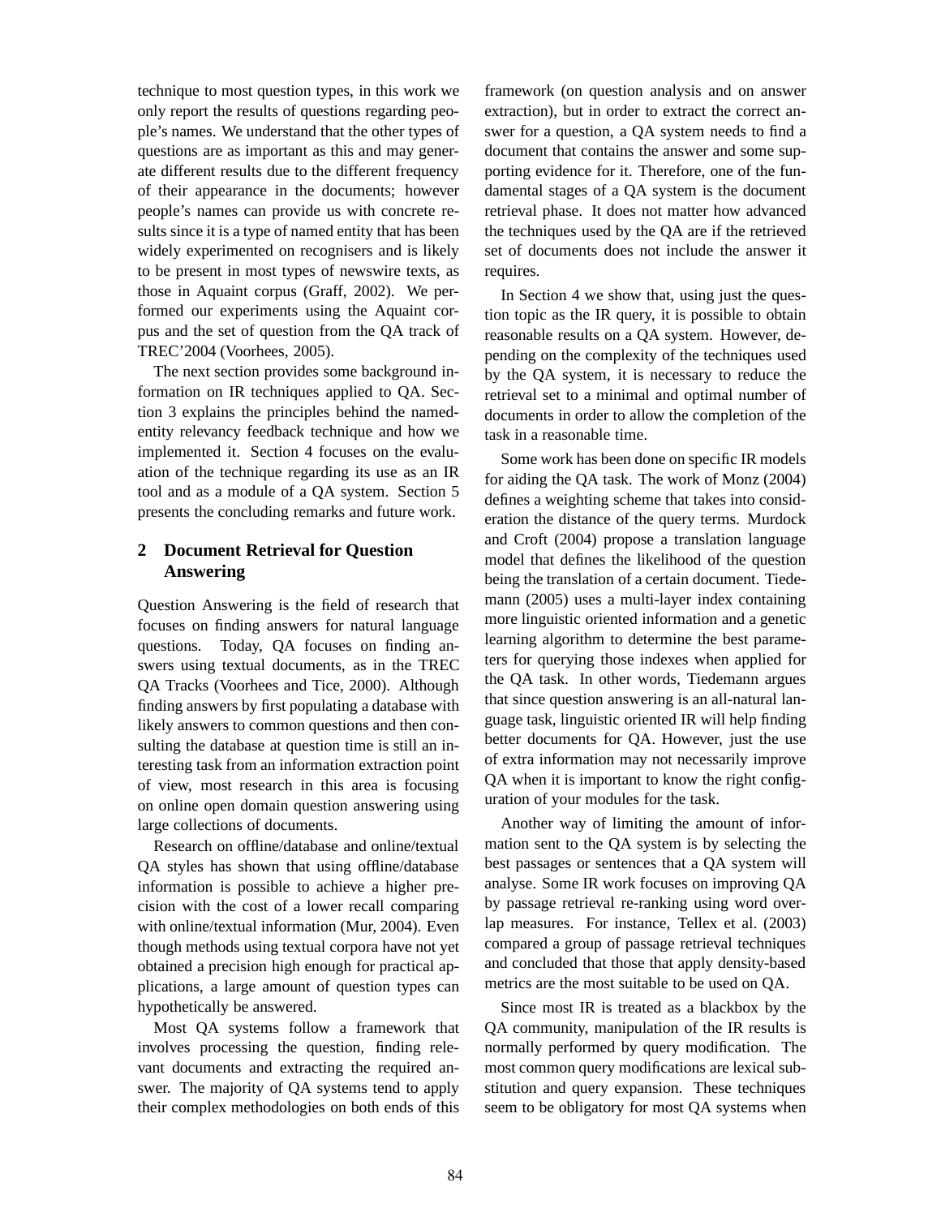technique to most question types, in this work we only report the results of questions regarding people's names. We understand that the other types of questions are as important as this and may generate different results due to the different frequency of their appearance in the documents; however people's names can provide us with concrete results since it is a type of named entity that has been widely experimented on recognisers and is likely to be present in most types of newswire texts, as those in Aquaint corpus (Graff, 2002). We performed our experiments using the Aquaint corpus and the set of question from the QA track of TREC'2004 (Voorhees, 2005).

The next section provides some background information on IR techniques applied to QA. Section 3 explains the principles behind the named-entity relevancy feedback technique and how we implemented it. Section 4 focuses on the evaluation of the technique regarding its use as an IR tool and as a module of a QA system. Section 5 presents the concluding remarks and future work.

## 2 Document Retrieval for Question Answering

Question Answering is the field of research that focuses on finding answers for natural language questions. Today, QA focuses on finding answers using textual documents, as in the TREC QA Tracks (Voorhees and Tice, 2000). Although finding answers by first populating a database with likely answers to common questions and then consulting the database at question time is still an interesting task from an information extraction point of view, most research in this area is focusing on online open domain question answering using large collections of documents.

Research on offline/database and online/textual QA styles has shown that using offline/database information is possible to achieve a higher precision with the cost of a lower recall comparing with online/textual information (Mur, 2004). Even though methods using textual corpora have not yet obtained a precision high enough for practical applications, a large amount of question types can hypothetically be answered.

Most QA systems follow a framework that involves processing the question, finding relevant documents and extracting the required answer. The majority of QA systems tend to apply their complex methodologies on both ends of this framework (on question analysis and on answer extraction), but in order to extract the correct answer for a question, a QA system needs to find a document that contains the answer and some supporting evidence for it. Therefore, one of the fundamental stages of a QA system is the document retrieval phase. It does not matter how advanced the techniques used by the QA are if the retrieved set of documents does not include the answer it requires.

In Section 4 we show that, using just the question topic as the IR query, it is possible to obtain reasonable results on a QA system. However, depending on the complexity of the techniques used by the QA system, it is necessary to reduce the retrieval set to a minimal and optimal number of documents in order to allow the completion of the task in a reasonable time.

Some work has been done on specific IR models for aiding the QA task. The work of Monz (2004) defines a weighting scheme that takes into consideration the distance of the query terms. Murdock and Croft (2004) propose a translation language model that defines the likelihood of the question being the translation of a certain document. Tiedemann (2005) uses a multi-layer index containing more linguistic oriented information and a genetic learning algorithm to determine the best parameters for querying those indexes when applied for the QA task. In other words, Tiedemann argues that since question answering is an all-natural language task, linguistic oriented IR will help finding better documents for QA. However, just the use of extra information may not necessarily improve QA when it is important to know the right configuration of your modules for the task.

Another way of limiting the amount of information sent to the QA system is by selecting the best passages or sentences that a QA system will analyse. Some IR work focuses on improving QA by passage retrieval re-ranking using word overlap measures. For instance, Tellex et al. (2003) compared a group of passage retrieval techniques and concluded that those that apply density-based metrics are the most suitable to be used on QA.

Since most IR is treated as a blackbox by the QA community, manipulation of the IR results is normally performed by query modification. The most common query modifications are lexical substitution and query expansion. These techniques seem to be obligatory for most QA systems when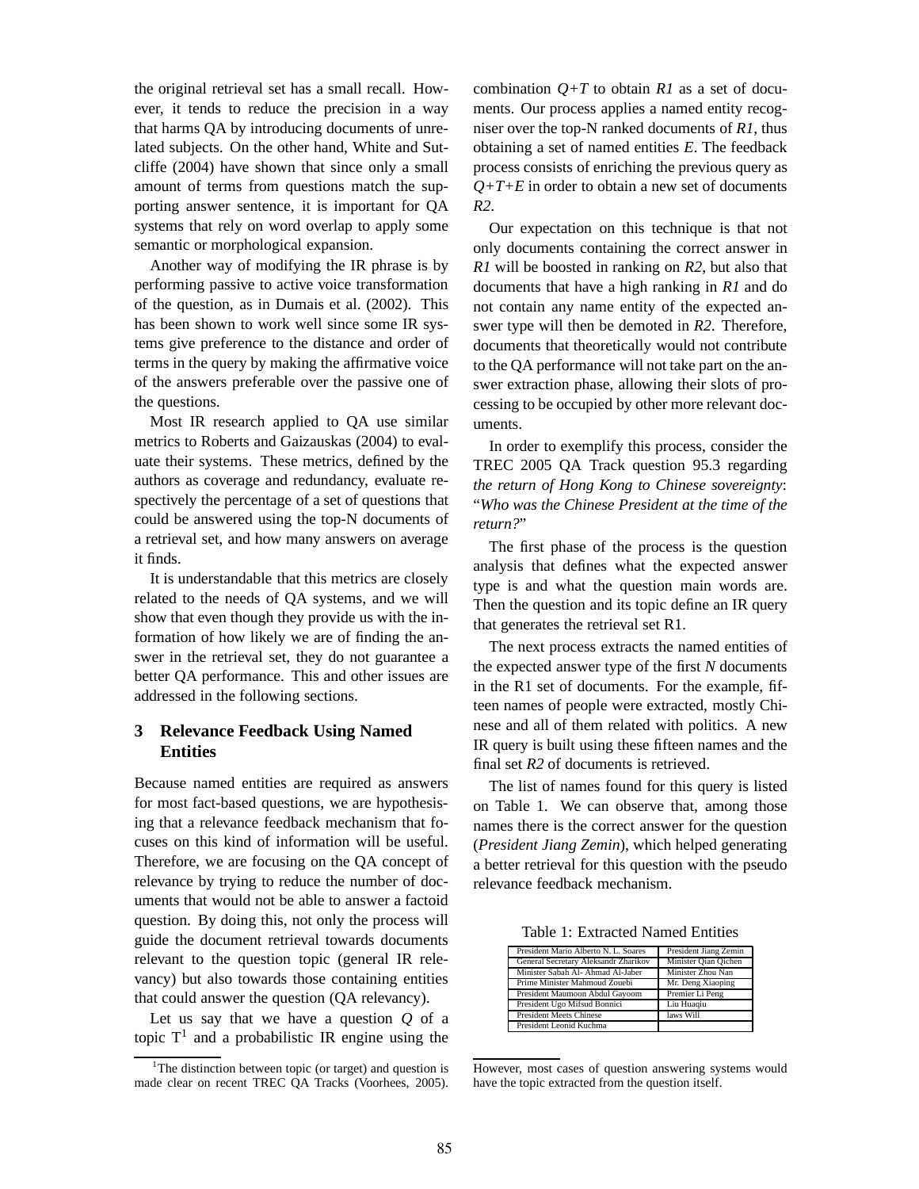the original retrieval set has a small recall. However, it tends to reduce the precision in a way that harms QA by introducing documents of unrelated subjects. On the other hand, White and Sutcliffe (2004) have shown that since only a small amount of terms from questions match the supporting answer sentence, it is important for QA systems that rely on word overlap to apply some semantic or morphological expansion.

Another way of modifying the IR phrase is by performing passive to active voice transformation of the question, as in Dumais et al. (2002). This has been shown to work well since some IR systems give preference to the distance and order of terms in the query by making the affirmative voice of the answers preferable over the passive one of the questions.

Most IR research applied to QA use similar metrics to Roberts and Gaizauskas (2004) to evaluate their systems. These metrics, defined by the authors as coverage and redundancy, evaluate respectively the percentage of a set of questions that could be answered using the top-N documents of a retrieval set, and how many answers on average it finds.

It is understandable that this metrics are closely related to the needs of QA systems, and we will show that even though they provide us with the information of how likely we are of finding the answer in the retrieval set, they do not guarantee a better QA performance. This and other issues are addressed in the following sections.

## 3 Relevance Feedback Using Named Entities

Because named entities are required as answers for most fact-based questions, we are hypothesising that a relevance feedback mechanism that focuses on this kind of information will be useful. Therefore, we are focusing on the QA concept of relevance by trying to reduce the number of documents that would not be able to answer a factoid question. By doing this, not only the process will guide the document retrieval towards documents relevant to the question topic (general IR relevancy) but also towards those containing entities that could answer the question (QA relevancy).

Let us say that we have a question *Q* of a topic T[1] and a probabilistic IR engine using the combination *Q+T* to obtain *R1* as a set of documents. Our process applies a named entity recogniser over the top-N ranked documents of *R1*, thus obtaining a set of named entities *E*. The feedback process consists of enriching the previous query as *Q+T+E* in order to obtain a new set of documents *R2*.

Our expectation on this technique is that not only documents containing the correct answer in *R1* will be boosted in ranking on *R2*, but also that documents that have a high ranking in *R1* and do not contain any name entity of the expected answer type will then be demoted in *R2*. Therefore, documents that theoretically would not contribute to the QA performance will not take part on the answer extraction phase, allowing their slots of processing to be occupied by other more relevant documents.

In order to exemplify this process, consider the TREC 2005 QA Track question 95.3 regarding *the return of Hong Kong to Chinese sovereignty*: "*Who was the Chinese President at the time of the return?*"

The first phase of the process is the question analysis that defines what the expected answer type is and what the question main words are. Then the question and its topic define an IR query that generates the retrieval set R1.

The next process extracts the named entities of the expected answer type of the first *N* documents in the R1 set of documents. For the example, fifteen names of people were extracted, mostly Chinese and all of them related with politics. A new IR query is built using these fifteen names and the final set *R2* of documents is retrieved.

The list of names found for this query is listed on Table 1. We can observe that, among those names there is the correct answer for the question (*President Jiang Zemin*), which helped generating a better retrieval for this question with the pseudo relevance feedback mechanism.

Table 1: Extracted Named Entities

| | |
|---|---|
| President Mario Alberto N. L. Soares | President Jiang Zemin |
| General Secretary Aleksandr Zharikov | Minister Qian Qichen |
| Minister Sabah Al- Ahmad Al-Jaber | Minister Zhou Nan |
| Prime Minister Mahmoud Zouebi | Mr. Deng Xiaoping |
| President Maumoon Abdul Gayoom | Premier Li Peng |
| President Ugo Mifsud Bonnici | Liu Huaqiu |
| President Meets Chinese | laws Will |
| President Leonid Kuchma | |

[1] The distinction between topic (or target) and question is made clear on recent TREC QA Tracks (Voorhees, 2005). However, most cases of question answering systems would have the topic extracted from the question itself.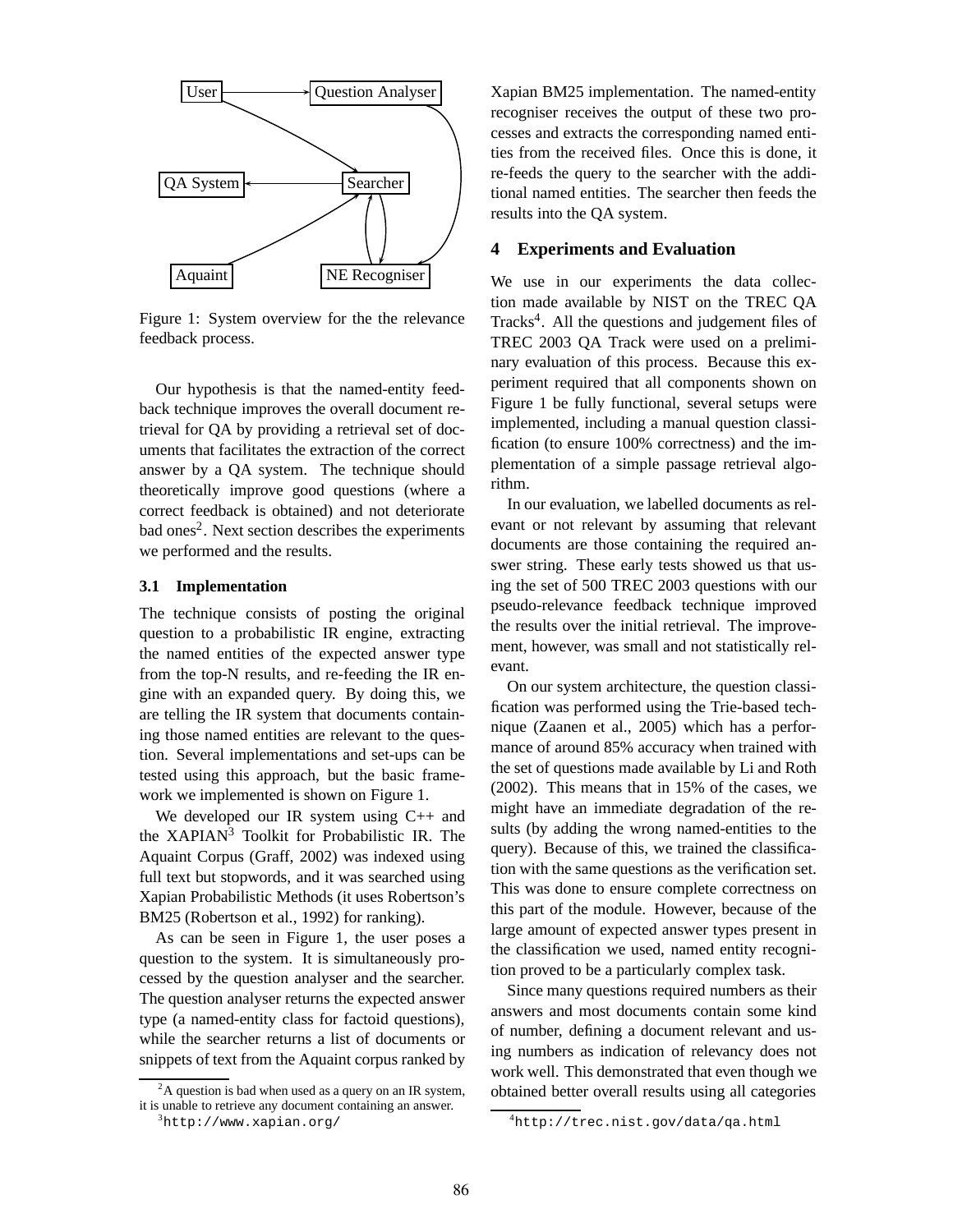Figure 1: System overview for the the relevance feedback process.

Our hypothesis is that the named-entity feedback technique improves the overall document retrieval for QA by providing a retrieval set of documents that facilitates the extraction of the correct answer by a QA system. The technique should theoretically improve good questions (where a correct feedback is obtained) and not deteriorate bad ones[2]. Next section describes the experiments we performed and the results.

### 3.1 Implementation

The technique consists of posting the original question to a probabilistic IR engine, extracting the named entities of the expected answer type from the top-N results, and re-feeding the IR engine with an expanded query. By doing this, we are telling the IR system that documents containing those named entities are relevant to the question. Several implementations and set-ups can be tested using this approach, but the basic framework we implemented is shown on Figure 1.

We developed our IR system using C++ and the XAPIAN[3] Toolkit for Probabilistic IR. The Aquaint Corpus (Graff, 2002) was indexed using full text but stopwords, and it was searched using Xapian Probabilistic Methods (it uses Robertson's BM25 (Robertson et al., 1992) for ranking).

As can be seen in Figure 1, the user poses a question to the system. It is simultaneously processed by the question analyser and the searcher. The question analyser returns the expected answer type (a named-entity class for factoid questions), while the searcher returns a list of documents or snippets of text from the Aquaint corpus ranked by Xapian BM25 implementation. The named-entity recogniser receives the output of these two processes and extracts the corresponding named entities from the received files. Once this is done, it re-feeds the query to the searcher with the additional named entities. The searcher then feeds the results into the QA system.

## 4 Experiments and Evaluation

We use in our experiments the data collection made available by NIST on the TREC QA Tracks[4]. All the questions and judgement files of TREC 2003 QA Track were used on a preliminary evaluation of this process. Because this experiment required that all components shown on Figure 1 be fully functional, several setups were implemented, including a manual question classification (to ensure 100% correctness) and the implementation of a simple passage retrieval algorithm.

In our evaluation, we labelled documents as relevant or not relevant by assuming that relevant documents are those containing the required answer string. These early tests showed us that using the set of 500 TREC 2003 questions with our pseudo-relevance feedback technique improved the results over the initial retrieval. The improvement, however, was small and not statistically relevant.

On our system architecture, the question classification was performed using the Trie-based technique (Zaanen et al., 2005) which has a performance of around 85% accuracy when trained with the set of questions made available by Li and Roth (2002). This means that in 15% of the cases, we might have an immediate degradation of the results (by adding the wrong named-entities to the query). Because of this, we trained the classification with the same questions as the verification set. This was done to ensure complete correctness on this part of the module. However, because of the large amount of expected answer types present in the classification we used, named entity recognition proved to be a particularly complex task.

Since many questions required numbers as their answers and most documents contain some kind of number, defining a document relevant and using numbers as indication of relevancy does not work well. This demonstrated that even though we obtained better overall results using all categories

[2] A question is bad when used as a query on an IR system, it is unable to retrieve any document containing an answer.

[3] http://www.xapian.org/

[4] http://trec.nist.gov/data/qa.html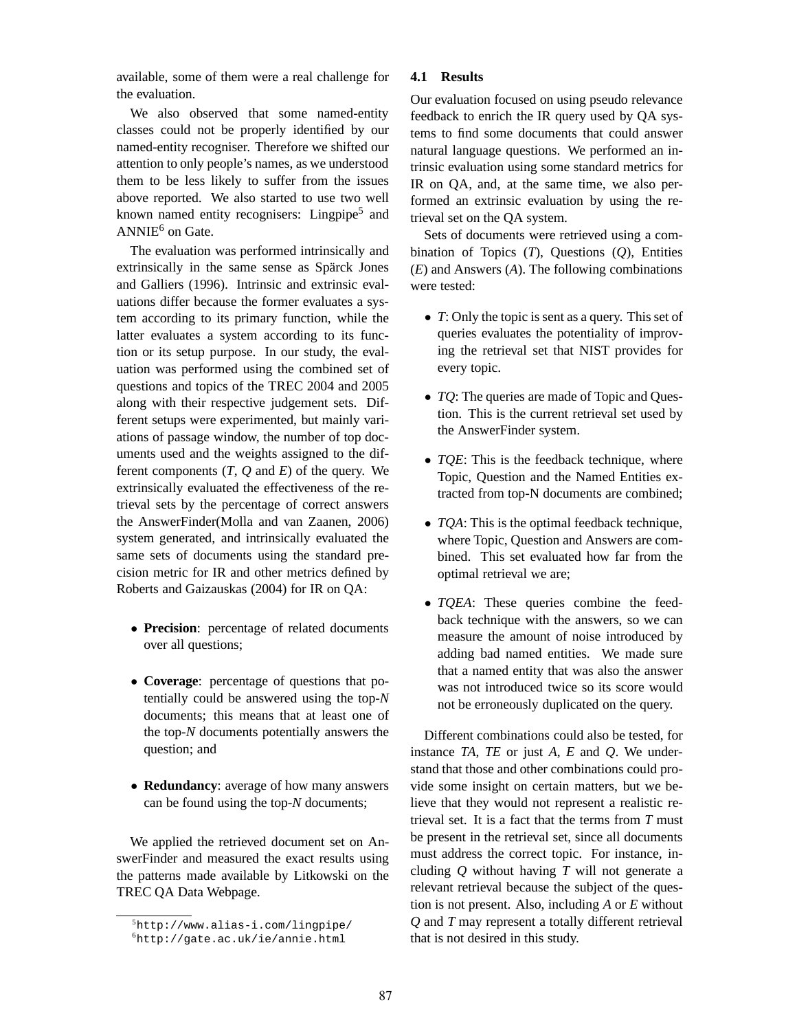available, some of them were a real challenge for the evaluation.

We also observed that some named-entity classes could not be properly identified by our named-entity recogniser. Therefore we shifted our attention to only people's names, as we understood them to be less likely to suffer from the issues above reported. We also started to use two well known named entity recognisers: Lingpipe[5] and ANNIE[6] on Gate.

The evaluation was performed intrinsically and extrinsically in the same sense as Spärck Jones and Galliers (1996). Intrinsic and extrinsic evaluations differ because the former evaluates a system according to its primary function, while the latter evaluates a system according to its function or its setup purpose. In our study, the evaluation was performed using the combined set of questions and topics of the TREC 2004 and 2005 along with their respective judgement sets. Different setups were experimented, but mainly variations of passage window, the number of top documents used and the weights assigned to the different components (*T*, *Q* and *E*) of the query. We extrinsically evaluated the effectiveness of the retrieval sets by the percentage of correct answers the AnswerFinder(Molla and van Zaanen, 2006) system generated, and intrinsically evaluated the same sets of documents using the standard precision metric for IR and other metrics defined by Roberts and Gaizauskas (2004) for IR on QA:

- **Precision**: percentage of related documents over all questions;
- **Coverage**: percentage of questions that potentially could be answered using the top-*N* documents; this means that at least one of the top-*N* documents potentially answers the question; and
- **Redundancy**: average of how many answers can be found using the top-*N* documents;

We applied the retrieved document set on AnswerFinder and measured the exact results using the patterns made available by Litkowski on the TREC QA Data Webpage.

[5] http://www.alias-i.com/lingpipe/

[6] http://gate.ac.uk/ie/annie.html

### 4.1 Results

Our evaluation focused on using pseudo relevance feedback to enrich the IR query used by QA systems to find some documents that could answer natural language questions. We performed an intrinsic evaluation using some standard metrics for IR on QA, and, at the same time, we also performed an extrinsic evaluation by using the retrieval set on the QA system.

Sets of documents were retrieved using a combination of Topics (*T*), Questions (*Q*), Entities (*E*) and Answers (*A*). The following combinations were tested:

- *T*: Only the topic is sent as a query. This set of queries evaluates the potentiality of improving the retrieval set that NIST provides for every topic.
- *TQ*: The queries are made of Topic and Question. This is the current retrieval set used by the AnswerFinder system.
- *TQE*: This is the feedback technique, where Topic, Question and the Named Entities extracted from top-N documents are combined;
- *TQA*: This is the optimal feedback technique, where Topic, Question and Answers are combined. This set evaluated how far from the optimal retrieval we are;
- *TQEA*: These queries combine the feedback technique with the answers, so we can measure the amount of noise introduced by adding bad named entities. We made sure that a named entity that was also the answer was not introduced twice so its score would not be erroneously duplicated on the query.

Different combinations could also be tested, for instance *TA*, *TE* or just *A*, *E* and *Q*. We understand that those and other combinations could provide some insight on certain matters, but we believe that they would not represent a realistic retrieval set. It is a fact that the terms from *T* must be present in the retrieval set, since all documents must address the correct topic. For instance, including *Q* without having *T* will not generate a relevant retrieval because the subject of the question is not present. Also, including *A* or *E* without *Q* and *T* may represent a totally different retrieval that is not desired in this study.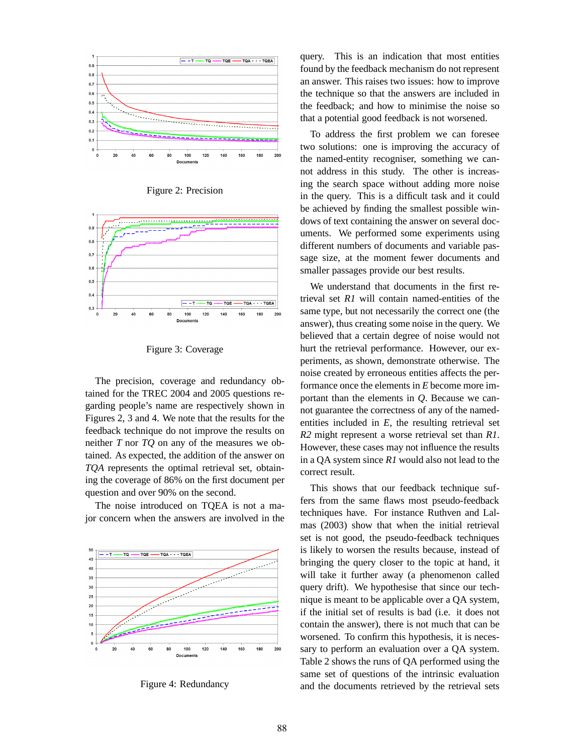Figure 2: Precision

Figure 3: Coverage

The precision, coverage and redundancy obtained for the TREC 2004 and 2005 questions regarding people's name are respectively shown in Figures 2, 3 and 4. We note that the results for the feedback technique do not improve the results on neither *T* nor *TQ* on any of the measures we obtained. As expected, the addition of the answer on *TQA* represents the optimal retrieval set, obtaining the coverage of 86% on the first document per question and over 90% on the second.

The noise introduced on TQEA is not a major concern when the answers are involved in the query. This is an indication that most entities found by the feedback mechanism do not represent an answer. This raises two issues: how to improve the technique so that the answers are included in the feedback; and how to minimise the noise so that a potential good feedback is not worsened.

Figure 4: Redundancy

To address the first problem we can foresee two solutions: one is improving the accuracy of the named-entity recogniser, something we cannot address in this study. The other is increasing the search space without adding more noise in the query. This is a difficult task and it could be achieved by finding the smallest possible windows of text containing the answer on several documents. We performed some experiments using different numbers of documents and variable passage size, at the moment fewer documents and smaller passages provide our best results.

We understand that documents in the first retrieval set *R1* will contain named-entities of the same type, but not necessarily the correct one (the answer), thus creating some noise in the query. We believed that a certain degree of noise would not hurt the retrieval performance. However, our experiments, as shown, demonstrate otherwise. The noise created by erroneous entities affects the performance once the elements in *E* become more important than the elements in *Q*. Because we cannot guarantee the correctness of any of the named-entities included in *E*, the resulting retrieval set *R2* might represent a worse retrieval set than *R1*. However, these cases may not influence the results in a QA system since *R1* would also not lead to the correct result.

This shows that our feedback technique suffers from the same flaws most pseudo-feedback techniques have. For instance Ruthven and Lalmas (2003) show that when the initial retrieval set is not good, the pseudo-feedback techniques is likely to worsen the results because, instead of bringing the query closer to the topic at hand, it will take it further away (a phenomenon called query drift). We hypothesise that since our technique is meant to be applicable over a QA system, if the initial set of results is bad (i.e. it does not contain the answer), there is not much that can be worsened. To confirm this hypothesis, it is necessary to perform an evaluation over a QA system. Table 2 shows the runs of QA performed using the same set of questions of the intrinsic evaluation and the documents retrieved by the retrieval sets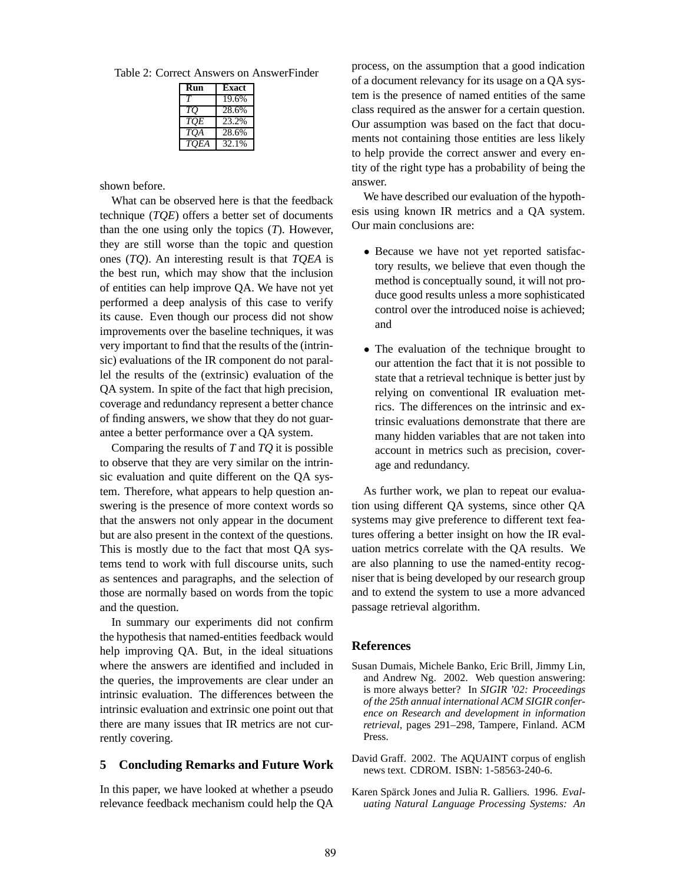Table 2: Correct Answers on AnswerFinder

| Run | Exact |
|---|---|
| *T* | 19.6% |
| *TQ* | 28.6% |
| *TQE* | 23.2% |
| *TQA* | 28.6% |
| *TQEA* | 32.1% |

shown before.

What can be observed here is that the feedback technique (*TQE*) offers a better set of documents than the one using only the topics (*T*). However, they are still worse than the topic and question ones (*TQ*). An interesting result is that *TQEA* is the best run, which may show that the inclusion of entities can help improve QA. We have not yet performed a deep analysis of this case to verify its cause. Even though our process did not show improvements over the baseline techniques, it was very important to find that the results of the (intrinsic) evaluations of the IR component do not parallel the results of the (extrinsic) evaluation of the QA system. In spite of the fact that high precision, coverage and redundancy represent a better chance of finding answers, we show that they do not guarantee a better performance over a QA system.

Comparing the results of *T* and *TQ* it is possible to observe that they are very similar on the intrinsic evaluation and quite different on the QA system. Therefore, what appears to help question answering is the presence of more context words so that the answers not only appear in the document but are also present in the context of the questions. This is mostly due to the fact that most QA systems tend to work with full discourse units, such as sentences and paragraphs, and the selection of those are normally based on words from the topic and the question.

In summary our experiments did not confirm the hypothesis that named-entities feedback would help improving QA. But, in the ideal situations where the answers are identified and included in the queries, the improvements are clear under an intrinsic evaluation. The differences between the intrinsic evaluation and extrinsic one point out that there are many issues that IR metrics are not currently covering.

## 5 Concluding Remarks and Future Work

In this paper, we have looked at whether a pseudo relevance feedback mechanism could help the QA process, on the assumption that a good indication of a document relevancy for its usage on a QA system is the presence of named entities of the same class required as the answer for a certain question. Our assumption was based on the fact that documents not containing those entities are less likely to help provide the correct answer and every entity of the right type has a probability of being the answer.

We have described our evaluation of the hypothesis using known IR metrics and a QA system. Our main conclusions are:

- Because we have not yet reported satisfactory results, we believe that even though the method is conceptually sound, it will not produce good results unless a more sophisticated control over the introduced noise is achieved; and
- The evaluation of the technique brought to our attention the fact that it is not possible to state that a retrieval technique is better just by relying on conventional IR evaluation metrics. The differences on the intrinsic and extrinsic evaluations demonstrate that there are many hidden variables that are not taken into account in metrics such as precision, coverage and redundancy.

As further work, we plan to repeat our evaluation using different QA systems, since other QA systems may give preference to different text features offering a better insight on how the IR evaluation metrics correlate with the QA results. We are also planning to use the named-entity recogniser that is being developed by our research group and to extend the system to use a more advanced passage retrieval algorithm.

## References

Susan Dumais, Michele Banko, Eric Brill, Jimmy Lin, and Andrew Ng. 2002. Web question answering: is more always better? In *SIGIR '02: Proceedings of the 25th annual international ACM SIGIR conference on Research and development in information retrieval*, pages 291–298, Tampere, Finland. ACM Press.

David Graff. 2002. The AQUAINT corpus of english news text. CDROM. ISBN: 1-58563-240-6.

Karen Spärck Jones and Julia R. Galliers. 1996. *Evaluating Natural Language Processing Systems: An*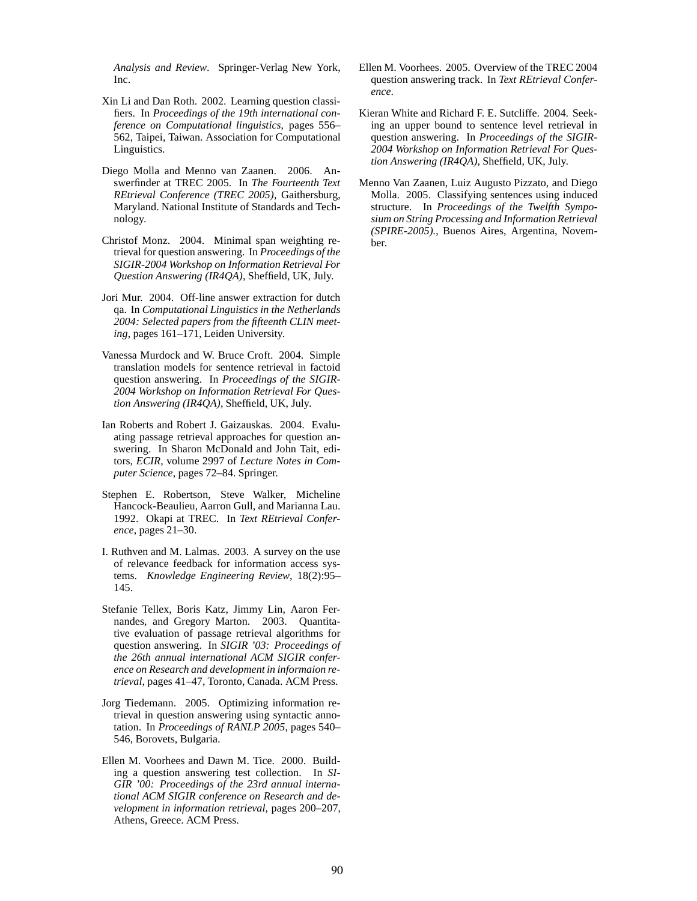*Analysis and Review*. Springer-Verlag New York, Inc.

Xin Li and Dan Roth. 2002. Learning question classifiers. In *Proceedings of the 19th international conference on Computational linguistics*, pages 556–562, Taipei, Taiwan. Association for Computational Linguistics.

Diego Molla and Menno van Zaanen. 2006. Answerfinder at TREC 2005. In *The Fourteenth Text REtrieval Conference (TREC 2005)*, Gaithersburg, Maryland. National Institute of Standards and Technology.

Christof Monz. 2004. Minimal span weighting retrieval for question answering. In *Proceedings of the SIGIR-2004 Workshop on Information Retrieval For Question Answering (IR4QA)*, Sheffield, UK, July.

Jori Mur. 2004. Off-line answer extraction for dutch qa. In *Computational Linguistics in the Netherlands 2004: Selected papers from the fifteenth CLIN meeting*, pages 161–171, Leiden University.

Vanessa Murdock and W. Bruce Croft. 2004. Simple translation models for sentence retrieval in factoid question answering. In *Proceedings of the SIGIR-2004 Workshop on Information Retrieval For Question Answering (IR4QA)*, Sheffield, UK, July.

Ian Roberts and Robert J. Gaizauskas. 2004. Evaluating passage retrieval approaches for question answering. In Sharon McDonald and John Tait, editors, *ECIR*, volume 2997 of *Lecture Notes in Computer Science*, pages 72–84. Springer.

Stephen E. Robertson, Steve Walker, Micheline Hancock-Beaulieu, Aarron Gull, and Marianna Lau. 1992. Okapi at TREC. In *Text REtrieval Conference*, pages 21–30.

I. Ruthven and M. Lalmas. 2003. A survey on the use of relevance feedback for information access systems. *Knowledge Engineering Review*, 18(2):95–145.

Stefanie Tellex, Boris Katz, Jimmy Lin, Aaron Fernandes, and Gregory Marton. 2003. Quantitative evaluation of passage retrieval algorithms for question answering. In *SIGIR '03: Proceedings of the 26th annual international ACM SIGIR conference on Research and development in informaion retrieval*, pages 41–47, Toronto, Canada. ACM Press.

Jorg Tiedemann. 2005. Optimizing information retrieval in question answering using syntactic annotation. In *Proceedings of RANLP 2005*, pages 540–546, Borovets, Bulgaria.

Ellen M. Voorhees and Dawn M. Tice. 2000. Building a question answering test collection. In *SIGIR '00: Proceedings of the 23rd annual international ACM SIGIR conference on Research and development in information retrieval*, pages 200–207, Athens, Greece. ACM Press.

Ellen M. Voorhees. 2005. Overview of the TREC 2004 question answering track. In *Text REtrieval Conference*.

Kieran White and Richard F. E. Sutcliffe. 2004. Seeking an upper bound to sentence level retrieval in question answering. In *Proceedings of the SIGIR-2004 Workshop on Information Retrieval For Question Answering (IR4QA)*, Sheffield, UK, July.

Menno Van Zaanen, Luiz Augusto Pizzato, and Diego Molla. 2005. Classifying sentences using induced structure. In *Proceedings of the Twelfth Symposium on String Processing and Information Retrieval (SPIRE-2005).*, Buenos Aires, Argentina, November.